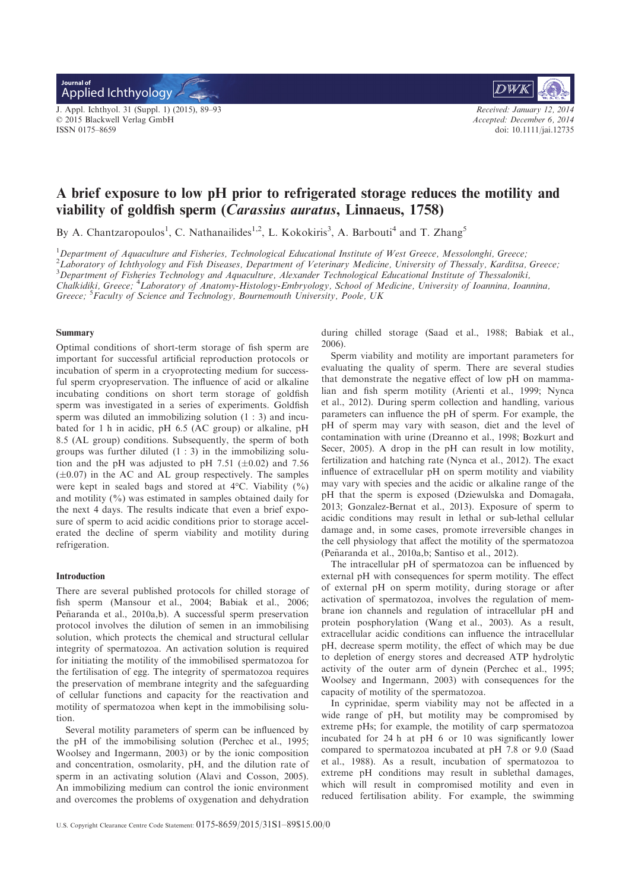# A brief exposure to low pH prior to refrigerated storage reduces the motility and viability of goldfish sperm (*Carassius auratus*, Linnaeus, 1758)

By A. Chantzaropoulos[1], C. Nathanailides[1,2], L. Kokokiris[3], A. Barbouti[4] and T. Zhang[5]

[1]*Department of Aquaculture and Fisheries, Technological Educational Institute of West Greece, Messolonghi, Greece;* [2]*Laboratory of Ichthyology and Fish Diseases, Department of Veterinary Medicine, University of Thessaly, Karditsa, Greece;* [3]*Department of Fisheries Technology and Aquaculture, Alexander Technological Educational Institute of Thessaloniki, Chalkidiki, Greece;* [4]*Laboratory of Anatomy-Histology-Embryology, School of Medicine, University of Ioannina, Ioannina, Greece;* [5]*Faculty of Science and Technology, Bournemouth University, Poole, UK*

Received: January 12, 2014
Accepted: December 6, 2014
doi: 10.1111/jai.12735

## Summary

Optimal conditions of short-term storage of fish sperm are important for successful artificial reproduction protocols or incubation of sperm in a cryoprotecting medium for successful sperm cryopreservation. The influence of acid or alkaline incubating conditions on short term storage of goldfish sperm was investigated in a series of experiments. Goldfish sperm was diluted an immobilizing solution (1 : 3) and incubated for 1 h in acidic, pH 6.5 (AC group) or alkaline, pH 8.5 (AL group) conditions. Subsequently, the sperm of both groups was further diluted (1 : 3) in the immobilizing solution and the pH was adjusted to pH 7.51 ($\pm$0.02) and 7.56 ($\pm$0.07) in the AC and AL group respectively. The samples were kept in sealed bags and stored at 4°C. Viability (%) and motility (%) was estimated in samples obtained daily for the next 4 days. The results indicate that even a brief exposure of sperm to acid acidic conditions prior to storage accelerated the decline of sperm viability and motility during refrigeration.

## Introduction

There are several published protocols for chilled storage of fish sperm (Mansour et al., 2004; Babiak et al., 2006; Peñaranda et al., 2010a,b). A successful sperm preservation protocol involves the dilution of semen in an immobilising solution, which protects the chemical and structural cellular integrity of spermatozoa. An activation solution is required for initiating the motility of the immobilised spermatozoa for the fertilisation of egg. The integrity of spermatozoa requires the preservation of membrane integrity and the safeguarding of cellular functions and capacity for the reactivation and motility of spermatozoa when kept in the immobilising solution.

Several motility parameters of sperm can be influenced by the pH of the immobilising solution (Perchec et al., 1995; Woolsey and Ingermann, 2003) or by the ionic composition and concentration, osmolarity, pH, and the dilution rate of sperm in an activating solution (Alavi and Cosson, 2005). An immobilizing medium can control the ionic environment and overcomes the problems of oxygenation and dehydration during chilled storage (Saad et al., 1988; Babiak et al., 2006).

Sperm viability and motility are important parameters for evaluating the quality of sperm. There are several studies that demonstrate the negative effect of low pH on mammalian and fish sperm motility (Arienti et al., 1999; Nynca et al., 2012). During sperm collection and handling, various parameters can influence the pH of sperm. For example, the pH of sperm may vary with season, diet and the level of contamination with urine (Dreanno et al., 1998; Bozkurt and Secer, 2005). A drop in the pH can result in low motility, fertilization and hatching rate (Nynca et al., 2012). The exact influence of extracellular pH on sperm motility and viability may vary with species and the acidic or alkaline range of the pH that the sperm is exposed (Dziewulska and Domagała, 2013; Gonzalez-Bernat et al., 2013). Exposure of sperm to acidic conditions may result in lethal or sub-lethal cellular damage and, in some cases, promote irreversible changes in the cell physiology that affect the motility of the spermatozoa (Peñaranda et al., 2010a,b; Santiso et al., 2012).

The intracellular pH of spermatozoa can be influenced by external pH with consequences for sperm motility. The effect of external pH on sperm motility, during storage or after activation of spermatozoa, involves the regulation of membrane ion channels and regulation of intracellular pH and protein phosphorylation (Wang et al., 2003). As a result, extracellular acidic conditions can influence the intracellular pH, decrease sperm motility, the effect of which may be due to depletion of energy stores and decreased ATP hydrolytic activity of the outer arm of dynein (Perchec et al., 1995; Woolsey and Ingermann, 2003) with consequences for the capacity of motility of the spermatozoa.

In cyprinidae, sperm viability may not be affected in a wide range of pH, but motility may be compromised by extreme pHs; for example, the motility of carp spermatozoa incubated for 24 h at pH 6 or 10 was significantly lower compared to spermatozoa incubated at pH 7.8 or 9.0 (Saad et al., 1988). As a result, incubation of spermatozoa to extreme pH conditions may result in sublethal damages, which will result in compromised motility and even in reduced fertilisation ability. For example, the swimming

U.S. Copyright Clearance Centre Code Statement: 0175-8659/2015/31S1–89$15.00/0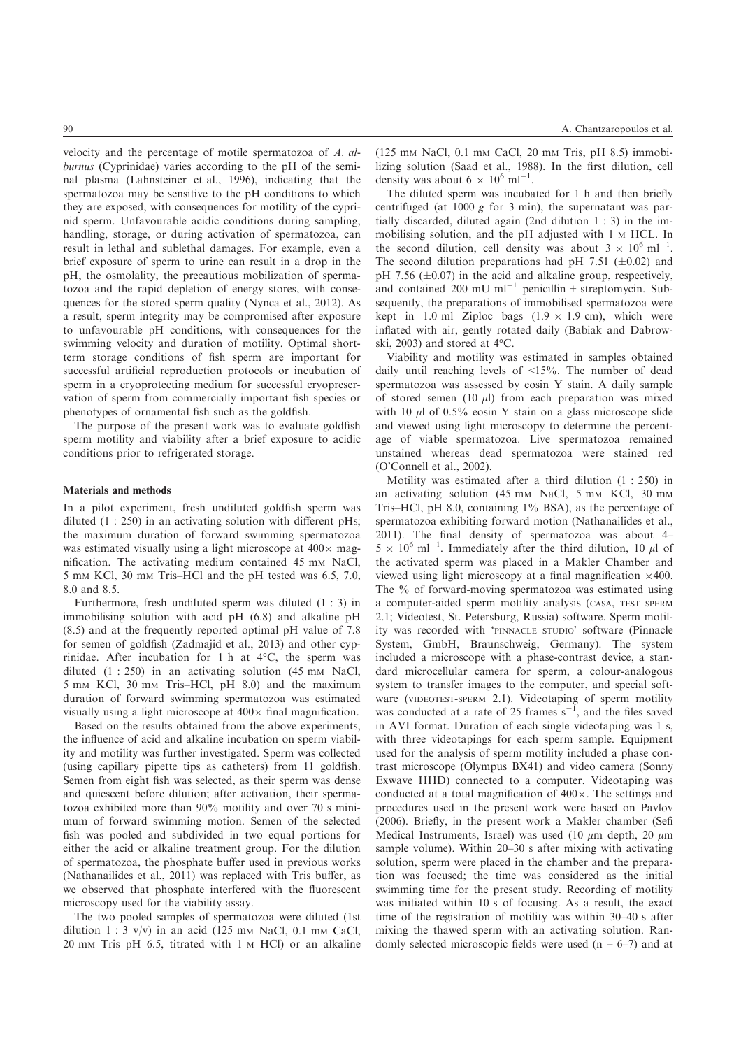velocity and the percentage of motile spermatozoa of *A. alburnus* (Cyprinidae) varies according to the pH of the seminal plasma (Lahnsteiner et al., 1996), indicating that the spermatozoa may be sensitive to the pH conditions to which they are exposed, with consequences for motility of the cyprinid sperm. Unfavourable acidic conditions during sampling, handling, storage, or during activation of spermatozoa, can result in lethal and sublethal damages. For example, even a brief exposure of sperm to urine can result in a drop in the pH, the osmolality, the precautious mobilization of spermatozoa and the rapid depletion of energy stores, with consequences for the stored sperm quality (Nynca et al., 2012). As a result, sperm integrity may be compromised after exposure to unfavourable pH conditions, with consequences for the swimming velocity and duration of motility. Optimal short-term storage conditions of fish sperm are important for successful artificial reproduction protocols or incubation of sperm in a cryoprotecting medium for successful cryopreservation of sperm from commercially important fish species or phenotypes of ornamental fish such as the goldfish.

The purpose of the present work was to evaluate goldfish sperm motility and viability after a brief exposure to acidic conditions prior to refrigerated storage.

## Materials and methods

In a pilot experiment, fresh undiluted goldfish sperm was diluted (1 : 250) in an activating solution with different pHs; the maximum duration of forward swimming spermatozoa was estimated visually using a light microscope at 400× magnification. The activating medium contained 45 mM NaCl, 5 mM KCl, 30 mM Tris–HCl and the pH tested was 6.5, 7.0, 8.0 and 8.5.

Furthermore, fresh undiluted sperm was diluted (1 : 3) in immobilising solution with acid pH (6.8) and alkaline pH (8.5) and at the frequently reported optimal pH value of 7.8 for semen of goldfish (Zadmajid et al., 2013) and other cyprinidae. After incubation for 1 h at 4°C, the sperm was diluted (1 : 250) in an activating solution (45 mM NaCl, 5 mM KCl, 30 mM Tris–HCl, pH 8.0) and the maximum duration of forward swimming spermatozoa was estimated visually using a light microscope at 400× final magnification.

Based on the results obtained from the above experiments, the influence of acid and alkaline incubation on sperm viability and motility was further investigated. Sperm was collected (using capillary pipette tips as catheters) from 11 goldfish. Semen from eight fish was selected, as their sperm was dense and quiescent before dilution; after activation, their spermatozoa exhibited more than 90% motility and over 70 s minimum of forward swimming motion. Semen of the selected fish was pooled and subdivided in two equal portions for either the acid or alkaline treatment group. For the dilution of spermatozoa, the phosphate buffer used in previous works (Nathanailides et al., 2011) was replaced with Tris buffer, as we observed that phosphate interfered with the fluorescent microscopy used for the viability assay.

The two pooled samples of spermatozoa were diluted (1st dilution 1 : 3 v/v) in an acid (125 mM NaCl, 0.1 mM CaCl, 20 mM Tris pH 6.5, titrated with 1 M HCl) or an alkaline (125 mM NaCl, 0.1 mM CaCl, 20 mM Tris, pH 8.5) immobilizing solution (Saad et al., 1988). In the first dilution, cell density was about $6 \times 10^6$ ml$^{-1}$.

The diluted sperm was incubated for 1 h and then briefly centrifuged (at 1000 ***g*** for 3 min), the supernatant was partially discarded, diluted again (2nd dilution 1 : 3) in the immobilising solution, and the pH adjusted with 1 M HCL. In the second dilution, cell density was about $3 \times 10^6$ ml$^{-1}$. The second dilution preparations had pH 7.51 ($\pm$0.02) and pH 7.56 ($\pm$0.07) in the acid and alkaline group, respectively, and contained 200 mU ml$^{-1}$ penicillin + streptomycin. Subsequently, the preparations of immobilised spermatozoa were kept in 1.0 ml Ziploc bags (1.9 × 1.9 cm), which were inflated with air, gently rotated daily (Babiak and Dabrowski, 2003) and stored at 4°C.

Viability and motility was estimated in samples obtained daily until reaching levels of <15%. The number of dead spermatozoa was assessed by eosin Y stain. A daily sample of stored semen (10 $\mu$l) from each preparation was mixed with 10 $\mu$l of 0.5% eosin Y stain on a glass microscope slide and viewed using light microscopy to determine the percentage of viable spermatozoa. Live spermatozoa remained unstained whereas dead spermatozoa were stained red (O'Connell et al., 2002).

Motility was estimated after a third dilution (1 : 250) in an activating solution (45 mM NaCl, 5 mM KCl, 30 mM Tris–HCl, pH 8.0, containing 1% BSA), as the percentage of spermatozoa exhibiting forward motion (Nathanailides et al., 2011). The final density of spermatozoa was about 4–$5 \times 10^6$ ml$^{-1}$. Immediately after the third dilution, 10 $\mu$l of the activated sperm was placed in a Makler Chamber and viewed using light microscopy at a final magnification ×400. The % of forward-moving spermatozoa was estimated using a computer-aided sperm motility analysis (CASA, TEST SPERM 2.1; Videotest, St. Petersburg, Russia) software. Sperm motility was recorded with 'PINNACLE STUDIO' software (Pinnacle System, GmbH, Braunschweig, Germany). The system included a microscope with a phase-contrast device, a standard microcellular camera for sperm, a colour-analogous system to transfer images to the computer, and special software (VIDEOTEST-SPERM 2.1). Videotaping of sperm motility was conducted at a rate of 25 frames s$^{-1}$, and the files saved in AVI format. Duration of each single videotaping was 1 s, with three videotapings for each sperm sample. Equipment used for the analysis of sperm motility included a phase contrast microscope (Olympus BX41) and video camera (Sonny Exwave HHD) connected to a computer. Videotaping was conducted at a total magnification of 400×. The settings and procedures used in the present work were based on Pavlov (2006). Briefly, in the present work a Makler chamber (Sefi Medical Instruments, Israel) was used (10 $\mu$m depth, 20 $\mu$m sample volume). Within 20–30 s after mixing with activating solution, sperm were placed in the chamber and the preparation was focused; the time was considered as the initial swimming time for the present study. Recording of motility was initiated within 10 s of focusing. As a result, the exact time of the registration of motility was within 30–40 s after mixing the thawed sperm with an activating solution. Randomly selected microscopic fields were used (n = 6–7) and at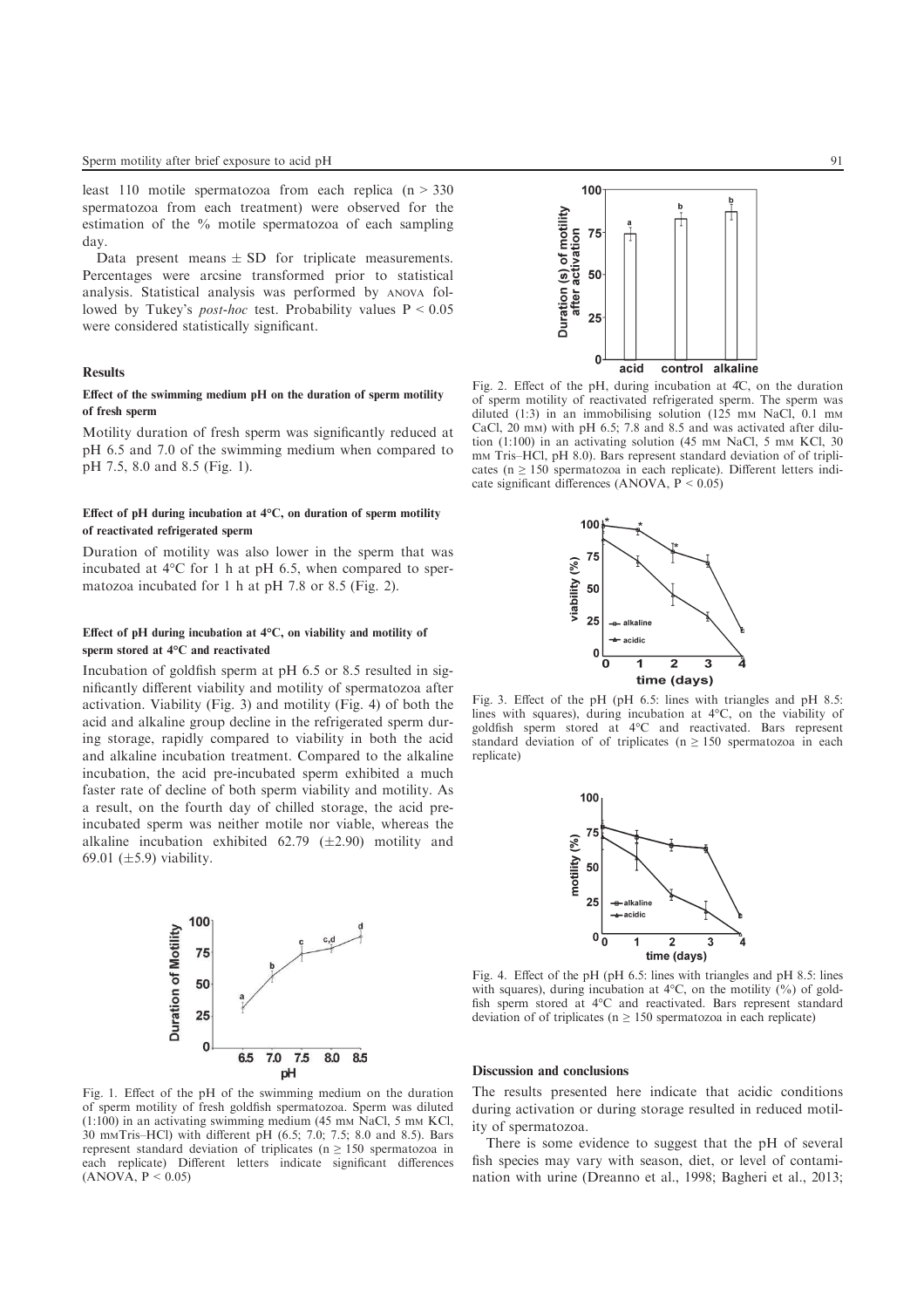least 110 motile spermatozoa from each replica (n > 330 spermatozoa from each treatment) were observed for the estimation of the % motile spermatozoa of each sampling day.

Data present means ± SD for triplicate measurements. Percentages were arcsine transformed prior to statistical analysis. Statistical analysis was performed by ANOVA followed by Tukey's *post-hoc* test. Probability values P < 0.05 were considered statistically significant.

## Results

### Effect of the swimming medium pH on the duration of sperm motility of fresh sperm

Motility duration of fresh sperm was significantly reduced at pH 6.5 and 7.0 of the swimming medium when compared to pH 7.5, 8.0 and 8.5 (Fig. 1).

### Effect of pH during incubation at 4°C, on duration of sperm motility of reactivated refrigerated sperm

Duration of motility was also lower in the sperm that was incubated at 4°C for 1 h at pH 6.5, when compared to spermatozoa incubated for 1 h at pH 7.8 or 8.5 (Fig. 2).

### Effect of pH during incubation at 4°C, on viability and motility of sperm stored at 4°C and reactivated

Incubation of goldfish sperm at pH 6.5 or 8.5 resulted in significantly different viability and motility of spermatozoa after activation. Viability (Fig. 3) and motility (Fig. 4) of both the acid and alkaline group decline in the refrigerated sperm during storage, rapidly compared to viability in both the acid and alkaline incubation treatment. Compared to the alkaline incubation, the acid pre-incubated sperm exhibited a much faster rate of decline of both sperm viability and motility. As a result, on the fourth day of chilled storage, the acid pre-incubated sperm was neither motile nor viable, whereas the alkaline incubation exhibited 62.79 (±2.90) motility and 69.01 (±5.9) viability.

Fig. 1. Effect of the pH of the swimming medium on the duration of sperm motility of fresh goldfish spermatozoa. Sperm was diluted (1:100) in an activating swimming medium (45 mM NaCl, 5 mM KCl, 30 mMTris–HCl) with different pH (6.5; 7.0; 7.5; 8.0 and 8.5). Bars represent standard deviation of triplicates (n ≥ 150 spermatozoa in each replicate) Different letters indicate significant differences (ANOVA, P < 0.05)

Fig. 2. Effect of the pH, during incubation at 4C, on the duration of sperm motility of reactivated refrigerated sperm. The sperm was diluted (1:3) in an immobilising solution (125 mM NaCl, 0.1 mM CaCl, 20 mM) with pH 6.5; 7.8 and 8.5 and was activated after dilution (1:100) in an activating solution (45 mM NaCl, 5 mM KCl, 30 mM Tris–HCl, pH 8.0). Bars represent standard deviation of of triplicates (n ≥ 150 spermatozoa in each replicate). Different letters indicate significant differences (ANOVA, P < 0.05)

Fig. 3. Effect of the pH (pH 6.5: lines with triangles and pH 8.5: lines with squares), during incubation at 4°C, on the viability of goldfish sperm stored at 4°C and reactivated. Bars represent standard deviation of of triplicates (n ≥ 150 spermatozoa in each replicate)

Fig. 4. Effect of the pH (pH 6.5: lines with triangles and pH 8.5: lines with squares), during incubation at 4°C, on the motility (%) of goldfish sperm stored at 4°C and reactivated. Bars represent standard deviation of of triplicates (n ≥ 150 spermatozoa in each replicate)

## Discussion and conclusions

The results presented here indicate that acidic conditions during activation or during storage resulted in reduced motility of spermatozoa.

There is some evidence to suggest that the pH of several fish species may vary with season, diet, or level of contamination with urine (Dreanno et al., 1998; Bagheri et al., 2013;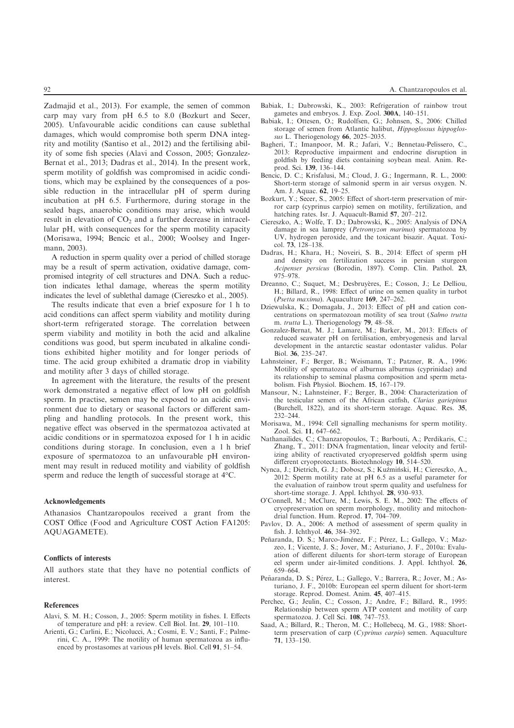Zadmajid et al., 2013). For example, the semen of common carp may vary from pH 6.5 to 8.0 (Bozkurt and Secer, 2005). Unfavourable acidic conditions can cause sublethal damages, which would compromise both sperm DNA integrity and motility (Santiso et al., 2012) and the fertilising ability of some fish species (Alavi and Cosson, 2005; Gonzalez-Bernat et al., 2013; Dadras et al., 2014). In the present work, sperm motility of goldfish was compromised in acidic conditions, which may be explained by the consequences of a possible reduction in the intracellular pH of sperm during incubation at pH 6.5. Furthermore, during storage in the sealed bags, anaerobic conditions may arise, which would result in elevation of $CO_2$ and a further decrease in intracellular pH, with consequences for the sperm motility capacity (Morisawa, 1994; Bencic et al., 2000; Woolsey and Ingermann, 2003).

A reduction in sperm quality over a period of chilled storage may be a result of sperm activation, oxidative damage, compromised integrity of cell structures and DNA. Such a reduction indicates lethal damage, whereas the sperm motility indicates the level of sublethal damage (Ciereszko et al., 2005).

The results indicate that even a brief exposure for 1 h to acid conditions can affect sperm viability and motility during short-term refrigerated storage. The correlation between sperm viability and motility in both the acid and alkaline conditions was good, but sperm incubated in alkaline conditions exhibited higher motility and for longer periods of time. The acid group exhibited a dramatic drop in viability and motility after 3 days of chilled storage.

In agreement with the literature, the results of the present work demonstrated a negative effect of low pH on goldfish sperm. In practise, semen may be exposed to an acidic environment due to dietary or seasonal factors or different sampling and handling protocols. In the present work, this negative effect was observed in the spermatozoa activated at acidic conditions or in spermatozoa exposed for 1 h in acidic conditions during storage. In conclusion, even a 1 h brief exposure of spermatozoa to an unfavourable pH environment may result in reduced motility and viability of goldfish sperm and reduce the length of successful storage at 4°C.

#### Acknowledgements

Athanasios Chantzaropoulos received a grant from the COST Office (Food and Agriculture COST Action FA1205: AQUAGAMETE).

#### Conflicts of interests

All authors state that they have no potential conflicts of interest.

#### References

Alavi, S. M. H.; Cosson, J., 2005: Sperm motility in fishes. I. Effects of temperature and pH: a review. Cell Biol. Int. **29**, 101–110.

Arienti, G.; Carlini, E.; Nicolucci, A.; Cosmi, E. V.; Santi, F.; Palmerini, C. A., 1999: The motility of human spermatozoa as influenced by prostasomes at various pH levels. Biol. Cell **91**, 51–54.

Babiak, I.; Dabrowski, K., 2003: Refrigeration of rainbow trout gametes and embryos. J. Exp. Zool. **300A**, 140–151.

Babiak, I.; Ottesen, O.; Rudolfsen, G.; Johnsen, S., 2006: Chilled storage of semen from Atlantic halibut, *Hippoglossus hippoglossus* L. Theriogenology **66**, 2025–2035.

Bagheri, T.; Imanpoor, M. R.; Jafari, V.; Bennetau-Pelissero, C., 2013: Reproductive impairment and endocrine disruption in goldfish by feeding diets containing soybean meal. Anim. Reprod. Sci. **139**, 136–144.

Bencic, D. C.; Krisfalusi, M.; Cloud, J. G.; Ingermann, R. L., 2000: Short-term storage of salmonid sperm in air versus oxygen. N. Am. J. Aquac. **62**, 19–25.

Bozkurt, Y.; Secer, S., 2005: Effect of short-term preservation of mirror carp (cyprinus carpio) semen on motility, fertilization, and hatching rates. Isr. J. Aquacult-Bamid **57**, 207–212.

Ciereszko, A.; Wolfe, T. D.; Dabrowski, K., 2005: Analysis of DNA damage in sea lamprey (*Petromyzon marinus*) spermatozoa by UV, hydrogen peroxide, and the toxicant bisazir. Aquat. Toxicol. **73**, 128–138.

Dadras, H.; Khara, H.; Noveiri, S. B., 2014: Effect of sperm pH and density on fertilization success in persian sturgeon *Acipenser persicus* (Borodin, 1897). Comp. Clin. Pathol. **23**, 975–978.

Dreanno, C.; Suquet, M.; Desbruyères, E.; Cosson, J.; Le Delliou, H.; Billard, R., 1998: Effect of urine on semen quality in turbot (*Psetta maxima*). Aquaculture **169**, 247–262.

Dziewulska, K.; Domagała, J., 2013: Effect of pH and cation concentrations on spermatozoan motility of sea trout (*Salmo trutta* m. *trutta* L.). Theriogenology **79**, 48–58.

Gonzalez-Bernat, M. J.; Lamare, M.; Barker, M., 2013: Effects of reduced seawater pH on fertilisation, embryogenesis and larval development in the antarctic seastar odontaster validus. Polar Biol. **36**, 235–247.

Lahnsteiner, F.; Berger, B.; Weismann, T.; Patzner, R. A., 1996: Motility of spermatozoa of alburnus alburnus (cyprinidae) and its relationship to seminal plasma composition and sperm metabolism. Fish Physiol. Biochem. **15**, 167–179.

Mansour, N.; Lahnsteiner, F.; Berger, B., 2004: Characterization of the testicular semen of the African catfish, *Clarias gariepinus* (Burchell, 1822), and its short-term storage. Aquac. Res. **35**, 232–244.

Morisawa, M., 1994: Cell signalling mechanisms for sperm motility. Zool. Sci. **11**, 647–662.

Nathanailides, C.; Chanzaropoulos, T.; Barbouti, A.; Perdikaris, C.; Zhang, T., 2011: DNA fragmentation, linear velocity and fertilizing ability of reactivated cryopreserved goldfish sperm using different cryoprotectants. Biotechnology **10**, 514–520.

Nynca, J.; Dietrich, G. J.; Dobosz, S.; Kuźmiński, H.; Ciereszko, A., 2012: Sperm motility rate at pH 6.5 as a useful parameter for the evaluation of rainbow trout sperm quality and usefulness for short-time storage. J. Appl. Ichthyol. **28**, 930–933.

O'Connell, M.; McClure, M.; Lewis, S. E. M., 2002: The effects of cryopreservation on sperm morphology, motility and mitochondrial function. Hum. Reprod. **17**, 704–709.

Pavlov, D. A., 2006: A method of assessment of sperm quality in fish. J. Ichthyol. **46**, 384–392.

Peñaranda, D. S.; Marco-Jiménez, F.; Pérez, L.; Gallego, V.; Mazzeo, I.; Vicente, J. S.; Jover, M.; Asturiano, J. F., 2010a: Evaluation of different diluents for short-term storage of European eel sperm under air-limited conditions. J. Appl. Ichthyol. **26**, 659–664.

Peñaranda, D. S.; Pérez, L.; Gallego, V.; Barrera, R.; Jover, M.; Asturiano, J. F., 2010b: European eel sperm diluent for short-term storage. Reprod. Domest. Anim. **45**, 407–415.

Perchec, G.; Jeulin, C.; Cosson, J.; Andre, F.; Billard, R., 1995: Relationship between sperm ATP content and motility of carp spermatozoa. J. Cell Sci. **108**, 747–753.

Saad, A.; Billard, R.; Theron, M. C.; Hollebecq, M. G., 1988: Short-term preservation of carp (*Cyprinus carpio*) semen. Aquaculture **71**, 133–150.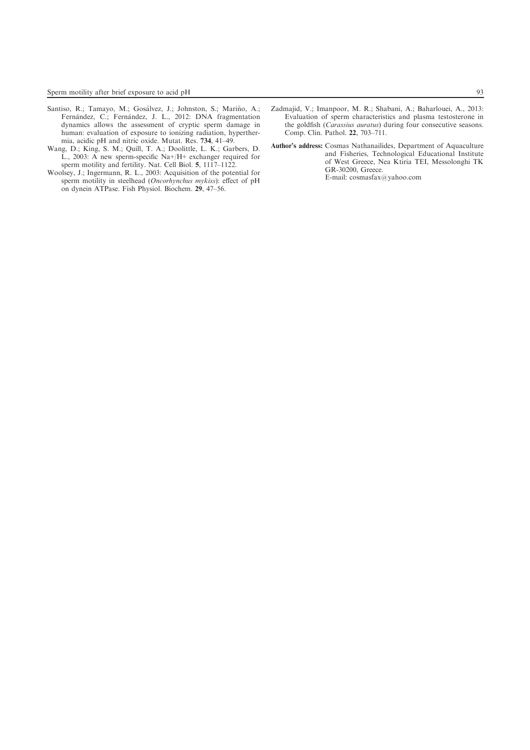Santiso, R.; Tamayo, M.; Gosálvez, J.; Johnston, S.; Mariño, A.; Fernández, C.; Fernández, J. L., 2012: DNA fragmentation dynamics allows the assessment of cryptic sperm damage in human: evaluation of exposure to ionizing radiation, hyperthermia, acidic pH and nitric oxide. Mutat. Res. **734**, 41–49.

Wang, D.; King, S. M.; Quill, T. A.; Doolittle, L. K.; Garbers, D. L., 2003: A new sperm-specific Na+/H+ exchanger required for sperm motility and fertility. Nat. Cell Biol. **5**, 1117–1122.

Woolsey, J.; Ingermann, R. L., 2003: Acquisition of the potential for sperm motility in steelhead (*Oncorhynchus mykiss*): effect of pH on dynein ATPase. Fish Physiol. Biochem. **29**, 47–56.

Zadmajid, V.; Imanpoor, M. R.; Shabani, A.; Baharlouei, A., 2013: Evaluation of sperm characteristics and plasma testosterone in the goldfish (*Carassius auratus*) during four consecutive seasons. Comp. Clin. Pathol. **22**, 703–711.

**Author's address:** Cosmas Nathanailides, Department of Aquaculture and Fisheries, Technological Educational Institute of West Greece, Nea Ktiria TEI, Messolonghi TK GR-30200, Greece.
E-mail: cosmasfax@yahoo.com